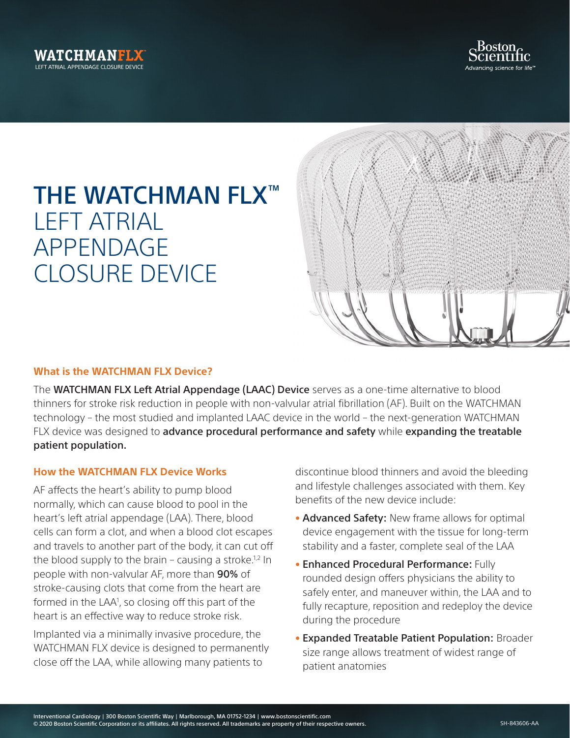WATCHMANFLX™
LEFT ATRIAL APPENDAGE CLOSURE DEVICE

Boston Scientific
Advancing science for life™

# THE WATCHMAN FLX™ LEFT ATRIAL APPENDAGE CLOSURE DEVICE

## What is the WATCHMAN FLX Device?

The **WATCHMAN FLX Left Atrial Appendage (LAAC) Device** serves as a one-time alternative to blood thinners for stroke risk reduction in people with non-valvular atrial fibrillation (AF). Built on the WATCHMAN technology – the most studied and implanted LAAC device in the world – the next-generation WATCHMAN FLX device was designed to **advance procedural performance and safety** while **expanding the treatable patient population.**

## How the WATCHMAN FLX Device Works

AF affects the heart's ability to pump blood normally, which can cause blood to pool in the heart's left atrial appendage (LAA). There, blood cells can form a clot, and when a blood clot escapes and travels to another part of the body, it can cut off the blood supply to the brain – causing a stroke.[1,2] In people with non-valvular AF, more than **90%** of stroke-causing clots that come from the heart are formed in the LAA[1], so closing off this part of the heart is an effective way to reduce stroke risk.

Implanted via a minimally invasive procedure, the WATCHMAN FLX device is designed to permanently close off the LAA, while allowing many patients to discontinue blood thinners and avoid the bleeding and lifestyle challenges associated with them. Key benefits of the new device include:

- **Advanced Safety:** New frame allows for optimal device engagement with the tissue for long-term stability and a faster, complete seal of the LAA
- **Enhanced Procedural Performance:** Fully rounded design offers physicians the ability to safely enter, and maneuver within, the LAA and to fully recapture, reposition and redeploy the device during the procedure
- **Expanded Treatable Patient Population:** Broader size range allows treatment of widest range of patient anatomies

Interventional Cardiology | 300 Boston Scientific Way | Marlborough, MA 01752-1234 | www.bostonscientific.com
© 2020 Boston Scientific Corporation or its affiliates. All rights reserved. All trademarks are property of their respective owners.

SH-843606-AA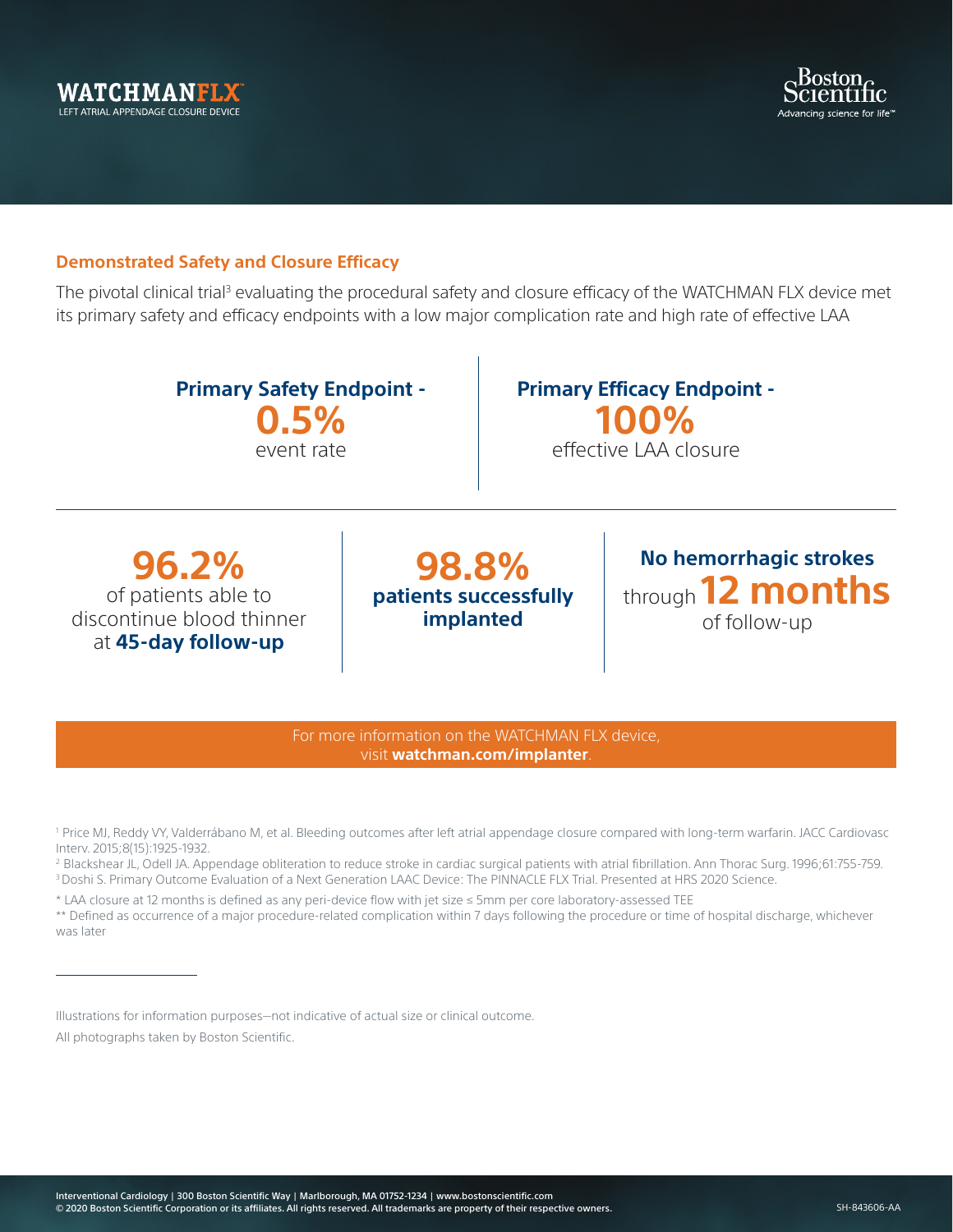WATCHMANFLX™
LEFT ATRIAL APPENDAGE CLOSURE DEVICE

Boston Scientific
Advancing science for life™

## Demonstrated Safety and Closure Efficacy

The pivotal clinical trial[3] evaluating the procedural safety and closure efficacy of the WATCHMAN FLX device met its primary safety and efficacy endpoints with a low major complication rate and high rate of effective LAA

**Primary Safety Endpoint -**
**0.5%**
event rate

**Primary Efficacy Endpoint -**
**100%**
effective LAA closure

**96.2%**
of patients able to discontinue blood thinner at **45-day follow-up**

**98.8%**
**patients successfully implanted**

**No hemorrhagic strokes**
through **12 months** of follow-up

For more information on the WATCHMAN FLX device, visit **watchman.com/implanter**.

[1] Price MJ, Reddy VY, Valderrábano M, et al. Bleeding outcomes after left atrial appendage closure compared with long-term warfarin. JACC Cardiovasc Interv. 2015;8(15):1925-1932.
[2] Blackshear JL, Odell JA. Appendage obliteration to reduce stroke in cardiac surgical patients with atrial fibrillation. Ann Thorac Surg. 1996;61:755-759.
[3] Doshi S. Primary Outcome Evaluation of a Next Generation LAAC Device: The PINNACLE FLX Trial. Presented at HRS 2020 Science.

* LAA closure at 12 months is defined as any peri-device flow with jet size ≤ 5mm per core laboratory-assessed TEE
** Defined as occurrence of a major procedure-related complication within 7 days following the procedure or time of hospital discharge, whichever was later

Illustrations for information purposes—not indicative of actual size or clinical outcome.

All photographs taken by Boston Scientific.

Interventional Cardiology | 300 Boston Scientific Way | Marlborough, MA 01752-1234 | www.bostonscientific.com
© 2020 Boston Scientific Corporation or its affiliates. All rights reserved. All trademarks are property of their respective owners.

SH-843606-AA